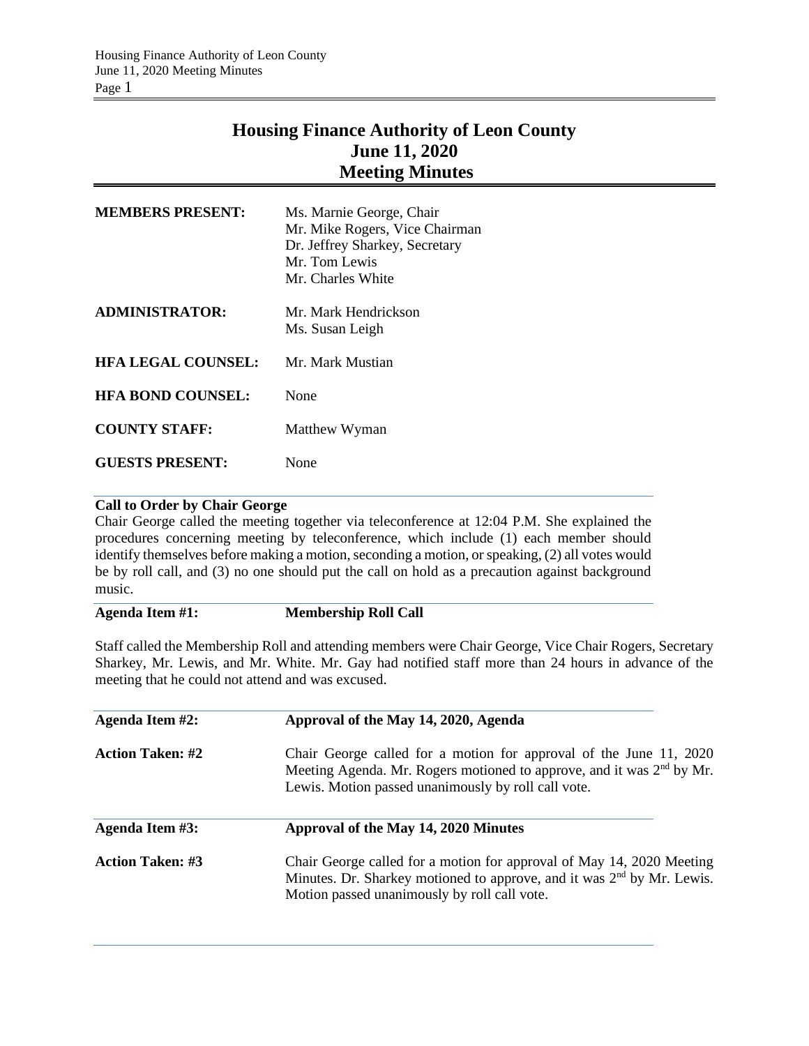# Housing Finance Authority of Leon County
## June 11, 2020
## Meeting Minutes

| | |
|---|---|
| **MEMBERS PRESENT:** | Ms. Marnie George, Chair<br>Mr. Mike Rogers, Vice Chairman<br>Dr. Jeffrey Sharkey, Secretary<br>Mr. Tom Lewis<br>Mr. Charles White |
| **ADMINISTRATOR:** | Mr. Mark Hendrickson<br>Ms. Susan Leigh |
| **HFA LEGAL COUNSEL:** | Mr. Mark Mustian |
| **HFA BOND COUNSEL:** | None |
| **COUNTY STAFF:** | Matthew Wyman |
| **GUESTS PRESENT:** | None |

**Call to Order by Chair George**

Chair George called the meeting together via teleconference at 12:04 P.M. She explained the procedures concerning meeting by teleconference, which include (1) each member should identify themselves before making a motion, seconding a motion, or speaking, (2) all votes would be by roll call, and (3) no one should put the call on hold as a precaution against background music.

**Agenda Item #1: Membership Roll Call**

Staff called the Membership Roll and attending members were Chair George, Vice Chair Rogers, Secretary Sharkey, Mr. Lewis, and Mr. White. Mr. Gay had notified staff more than 24 hours in advance of the meeting that he could not attend and was excused.

**Agenda Item #2: Approval of the May 14, 2020, Agenda**

**Action Taken: #2** Chair George called for a motion for approval of the June 11, 2020 Meeting Agenda. Mr. Rogers motioned to approve, and it was 2nd by Mr. Lewis. Motion passed unanimously by roll call vote.

**Agenda Item #3: Approval of the May 14, 2020 Minutes**

**Action Taken: #3** Chair George called for a motion for approval of May 14, 2020 Meeting Minutes. Dr. Sharkey motioned to approve, and it was 2nd by Mr. Lewis. Motion passed unanimously by roll call vote.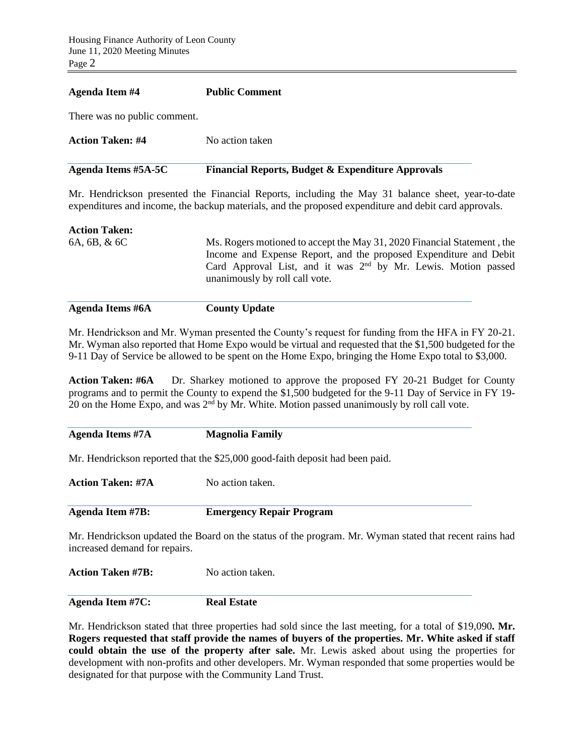**Agenda Item #4** **Public Comment**

There was no public comment.

**Action Taken: #4** No action taken

**Agenda Items #5A-5C** **Financial Reports, Budget & Expenditure Approvals**

Mr. Hendrickson presented the Financial Reports, including the May 31 balance sheet, year-to-date expenditures and income, the backup materials, and the proposed expenditure and debit card approvals.

**Action Taken:**
6A, 6B, & 6C Ms. Rogers motioned to accept the May 31, 2020 Financial Statement , the Income and Expense Report, and the proposed Expenditure and Debit Card Approval List, and it was 2nd by Mr. Lewis. Motion passed unanimously by roll call vote.

**Agenda Items #6A** **County Update**

Mr. Hendrickson and Mr. Wyman presented the County's request for funding from the HFA in FY 20-21. Mr. Wyman also reported that Home Expo would be virtual and requested that the $1,500 budgeted for the 9-11 Day of Service be allowed to be spent on the Home Expo, bringing the Home Expo total to $3,000.

**Action Taken: #6A** Dr. Sharkey motioned to approve the proposed FY 20-21 Budget for County programs and to permit the County to expend the $1,500 budgeted for the 9-11 Day of Service in FY 19-20 on the Home Expo, and was 2nd by Mr. White. Motion passed unanimously by roll call vote.

**Agenda Items #7A** **Magnolia Family**

Mr. Hendrickson reported that the $25,000 good-faith deposit had been paid.

**Action Taken: #7A** No action taken.

**Agenda Item #7B:** **Emergency Repair Program**

Mr. Hendrickson updated the Board on the status of the program. Mr. Wyman stated that recent rains had increased demand for repairs.

**Action Taken #7B:** No action taken.

**Agenda Item #7C:** **Real Estate**

Mr. Hendrickson stated that three properties had sold since the last meeting, for a total of $19,090**. Mr. Rogers requested that staff provide the names of buyers of the properties. Mr. White asked if staff could obtain the use of the property after sale.** Mr. Lewis asked about using the properties for development with non-profits and other developers. Mr. Wyman responded that some properties would be designated for that purpose with the Community Land Trust.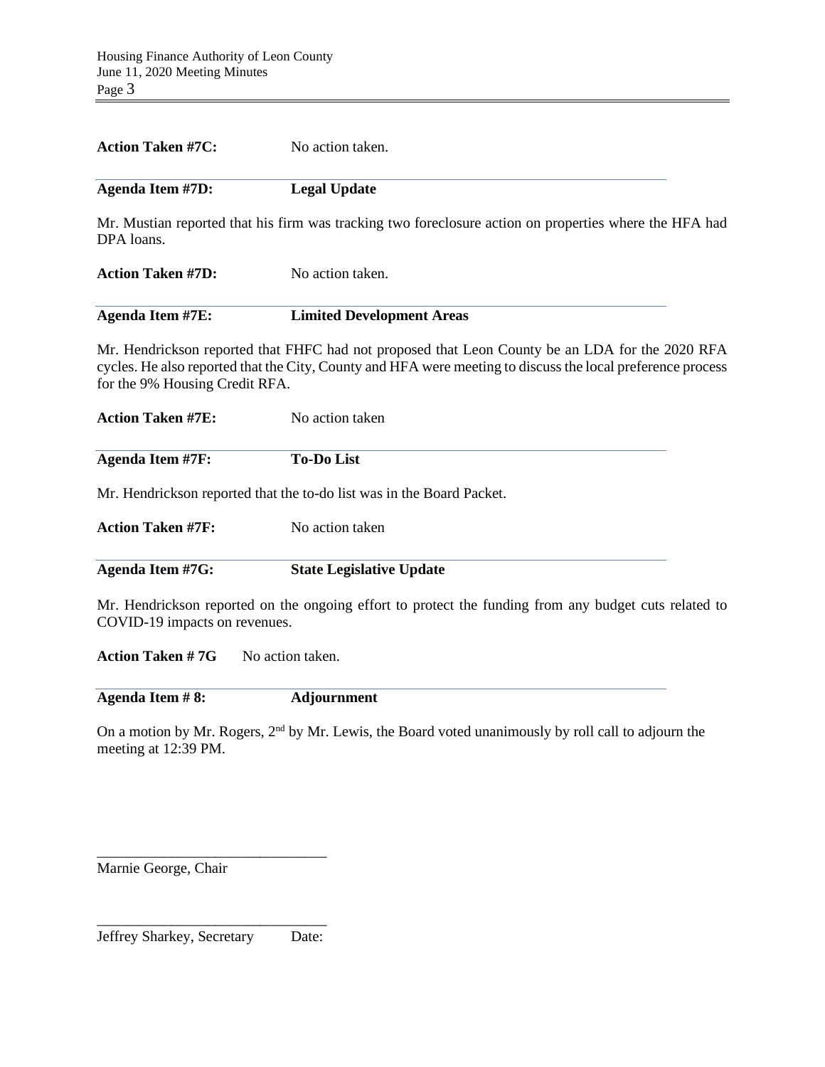**Action Taken #7C:** No action taken.

**Agenda Item #7D: Legal Update**

Mr. Mustian reported that his firm was tracking two foreclosure action on properties where the HFA had DPA loans.

**Action Taken #7D:** No action taken.

**Agenda Item #7E: Limited Development Areas**

Mr. Hendrickson reported that FHFC had not proposed that Leon County be an LDA for the 2020 RFA cycles. He also reported that the City, County and HFA were meeting to discuss the local preference process for the 9% Housing Credit RFA.

**Action Taken #7E:** No action taken

**Agenda Item #7F: To-Do List**

Mr. Hendrickson reported that the to-do list was in the Board Packet.

**Action Taken #7F:** No action taken

**Agenda Item #7G: State Legislative Update**

Mr. Hendrickson reported on the ongoing effort to protect the funding from any budget cuts related to COVID-19 impacts on revenues.

**Action Taken # 7G** No action taken.

**Agenda Item # 8: Adjournment**

On a motion by Mr. Rogers, 2nd by Mr. Lewis, the Board voted unanimously by roll call to adjourn the meeting at 12:39 PM.

\_\_\_\_\_\_\_\_\_\_\_\_\_\_\_\_\_\_\_\_\_\_\_\_\_\_\_\_\_\_\_

Marnie George, Chair

\_\_\_\_\_\_\_\_\_\_\_\_\_\_\_\_\_\_\_\_\_\_\_\_\_\_\_\_\_\_\_

Jeffrey Sharkey, Secretary Date: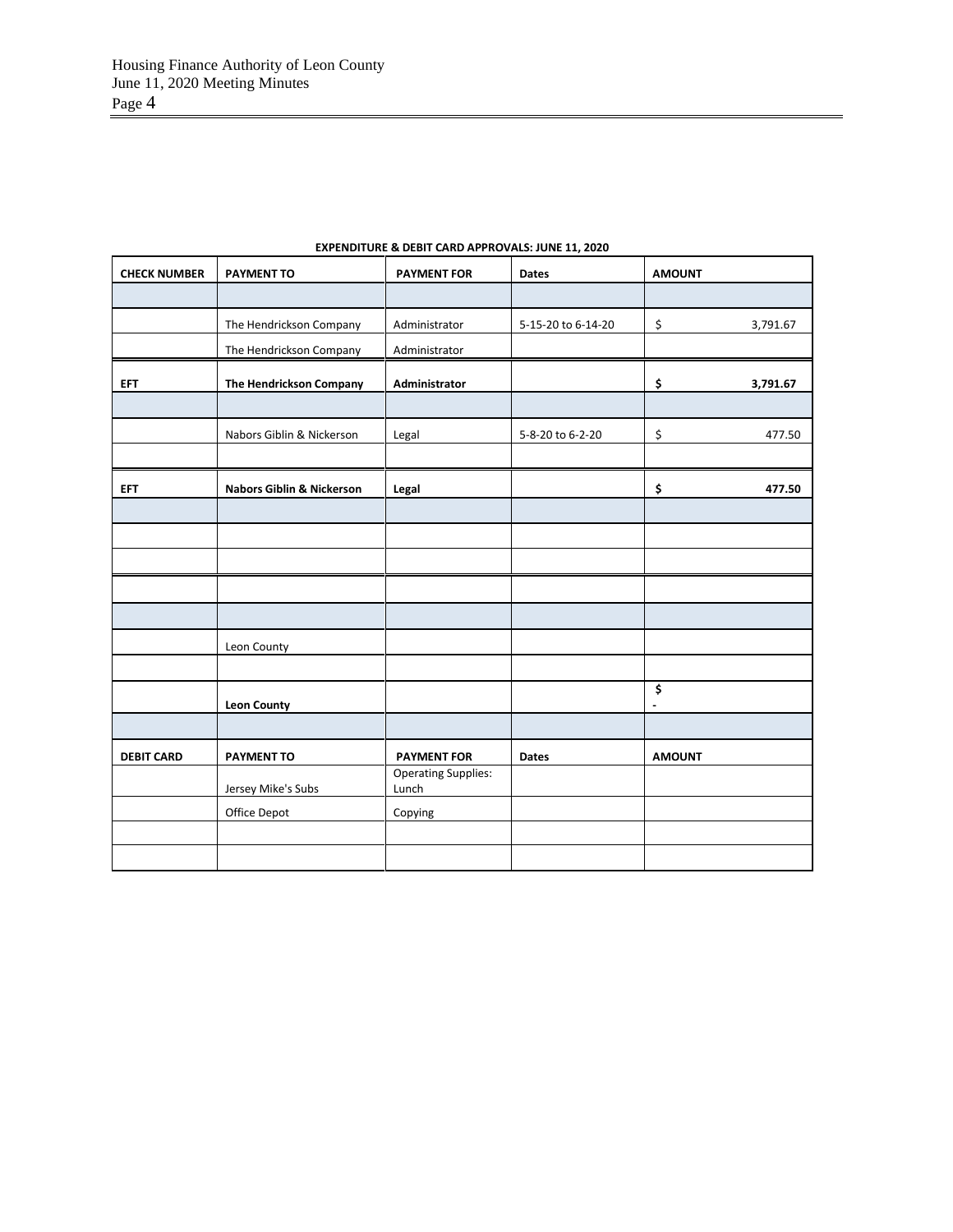**EXPENDITURE & DEBIT CARD APPROVALS: JUNE 11, 2020**

| CHECK NUMBER | PAYMENT TO | PAYMENT FOR | Dates | AMOUNT |
|---|---|---|---|---|
| | | | | |
| | The Hendrickson Company | Administrator | 5-15-20 to 6-14-20 | $ 3,791.67 |
| | The Hendrickson Company | Administrator | | |
| **EFT** | **The Hendrickson Company** | **Administrator** | | **$ 3,791.67** |
| | | | | |
| | Nabors Giblin & Nickerson | Legal | 5-8-20 to 6-2-20 | $ 477.50 |
| | | | | |
| **EFT** | **Nabors Giblin & Nickerson** | **Legal** | | **$ 477.50** |
| | | | | |
| | | | | |
| | | | | |
| | | | | |
| | | | | |
| | Leon County | | | |
| | | | | |
| | **Leon County** | | | **$ -** |
| | | | | |
| **DEBIT CARD** | **PAYMENT TO** | **PAYMENT FOR** | **Dates** | **AMOUNT** |
| | Jersey Mike's Subs | Operating Supplies: Lunch | | |
| | Office Depot | Copying | | |
| | | | | |
| | | | | |